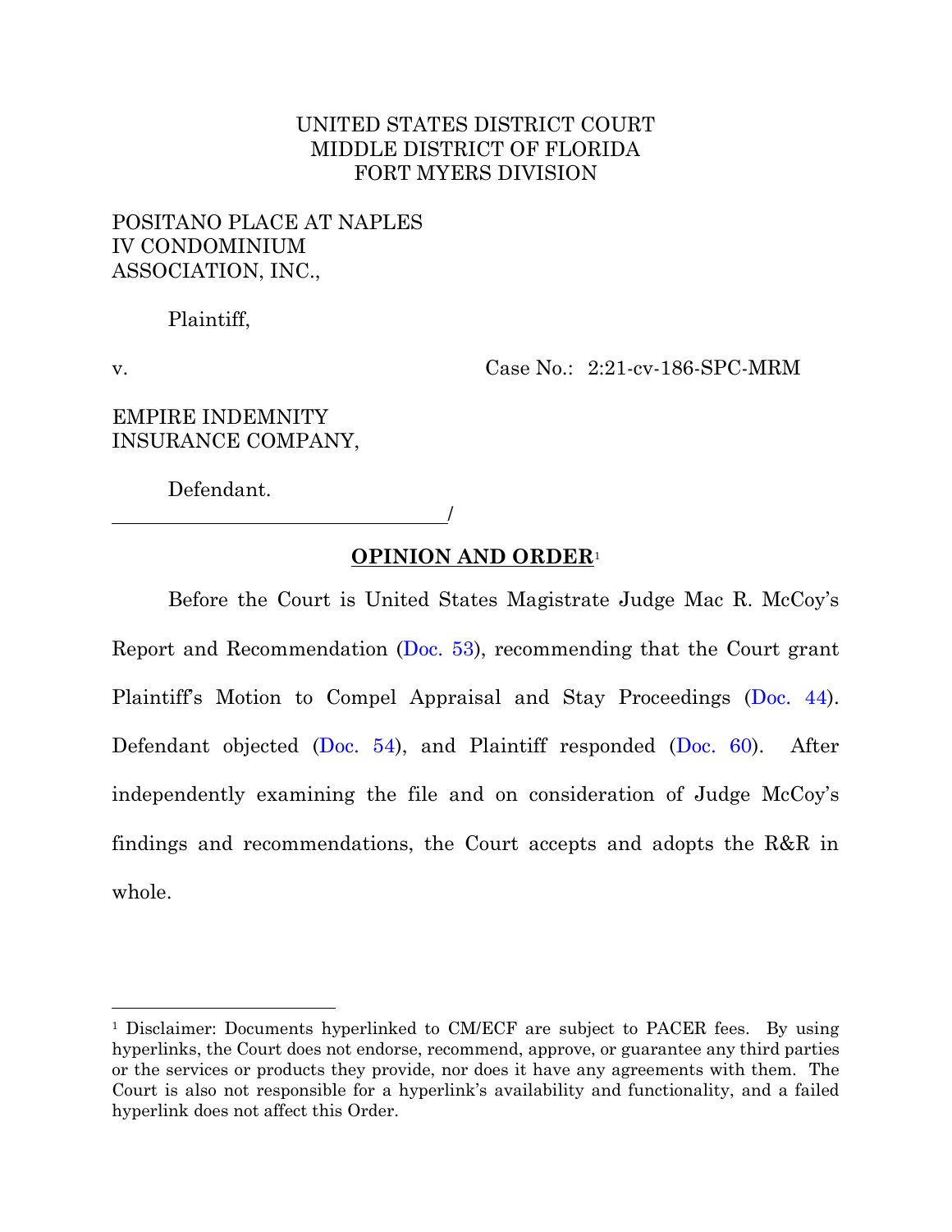UNITED STATES DISTRICT COURT
MIDDLE DISTRICT OF FLORIDA
FORT MYERS DIVISION

POSITANO PLACE AT NAPLES
IV CONDOMINIUM
ASSOCIATION, INC.,

Plaintiff,

v. Case No.: 2:21-cv-186-SPC-MRM

EMPIRE INDEMNITY
INSURANCE COMPANY,

Defendant.

/

## **OPINION AND ORDER**[1]

Before the Court is United States Magistrate Judge Mac R. McCoy's Report and Recommendation (Doc. 53), recommending that the Court grant Plaintiff's Motion to Compel Appraisal and Stay Proceedings (Doc. 44). Defendant objected (Doc. 54), and Plaintiff responded (Doc. 60). After independently examining the file and on consideration of Judge McCoy's findings and recommendations, the Court accepts and adopts the R&R in whole.

---

[1] Disclaimer: Documents hyperlinked to CM/ECF are subject to PACER fees. By using hyperlinks, the Court does not endorse, recommend, approve, or guarantee any third parties or the services or products they provide, nor does it have any agreements with them. The Court is also not responsible for a hyperlink's availability and functionality, and a failed hyperlink does not affect this Order.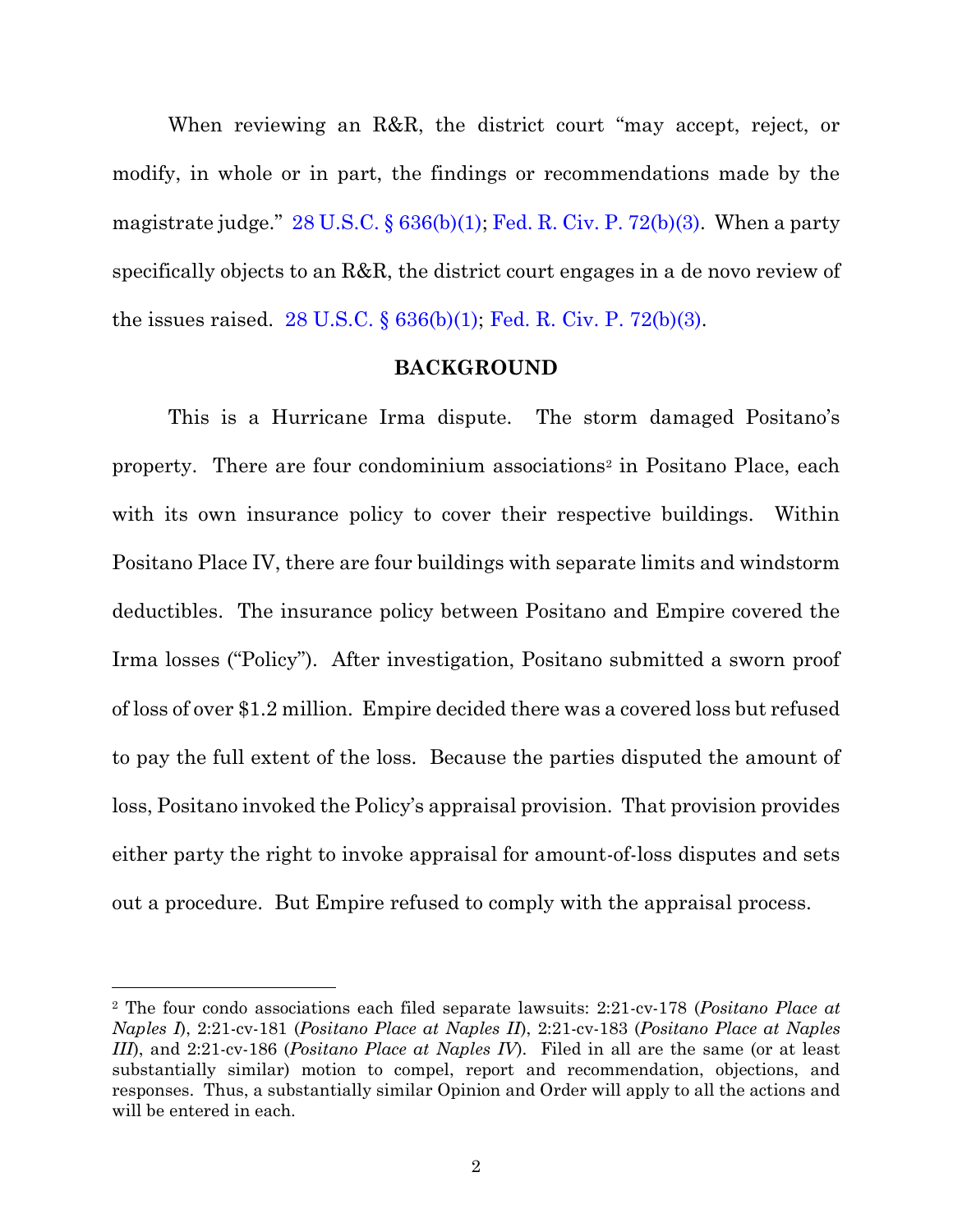When reviewing an R&R, the district court "may accept, reject, or modify, in whole or in part, the findings or recommendations made by the magistrate judge." 28 U.S.C. § 636(b)(1); Fed. R. Civ. P. 72(b)(3). When a party specifically objects to an R&R, the district court engages in a de novo review of the issues raised. 28 U.S.C. § 636(b)(1); Fed. R. Civ. P. 72(b)(3).

## BACKGROUND

This is a Hurricane Irma dispute. The storm damaged Positano's property. There are four condominium associations[2] in Positano Place, each with its own insurance policy to cover their respective buildings. Within Positano Place IV, there are four buildings with separate limits and windstorm deductibles. The insurance policy between Positano and Empire covered the Irma losses ("Policy"). After investigation, Positano submitted a sworn proof of loss of over $1.2 million. Empire decided there was a covered loss but refused to pay the full extent of the loss. Because the parties disputed the amount of loss, Positano invoked the Policy's appraisal provision. That provision provides either party the right to invoke appraisal for amount-of-loss disputes and sets out a procedure. But Empire refused to comply with the appraisal process.

---

[2] The four condo associations each filed separate lawsuits: 2:21-cv-178 (*Positano Place at Naples I*), 2:21-cv-181 (*Positano Place at Naples II*), 2:21-cv-183 (*Positano Place at Naples III*), and 2:21-cv-186 (*Positano Place at Naples IV*). Filed in all are the same (or at least substantially similar) motion to compel, report and recommendation, objections, and responses. Thus, a substantially similar Opinion and Order will apply to all the actions and will be entered in each.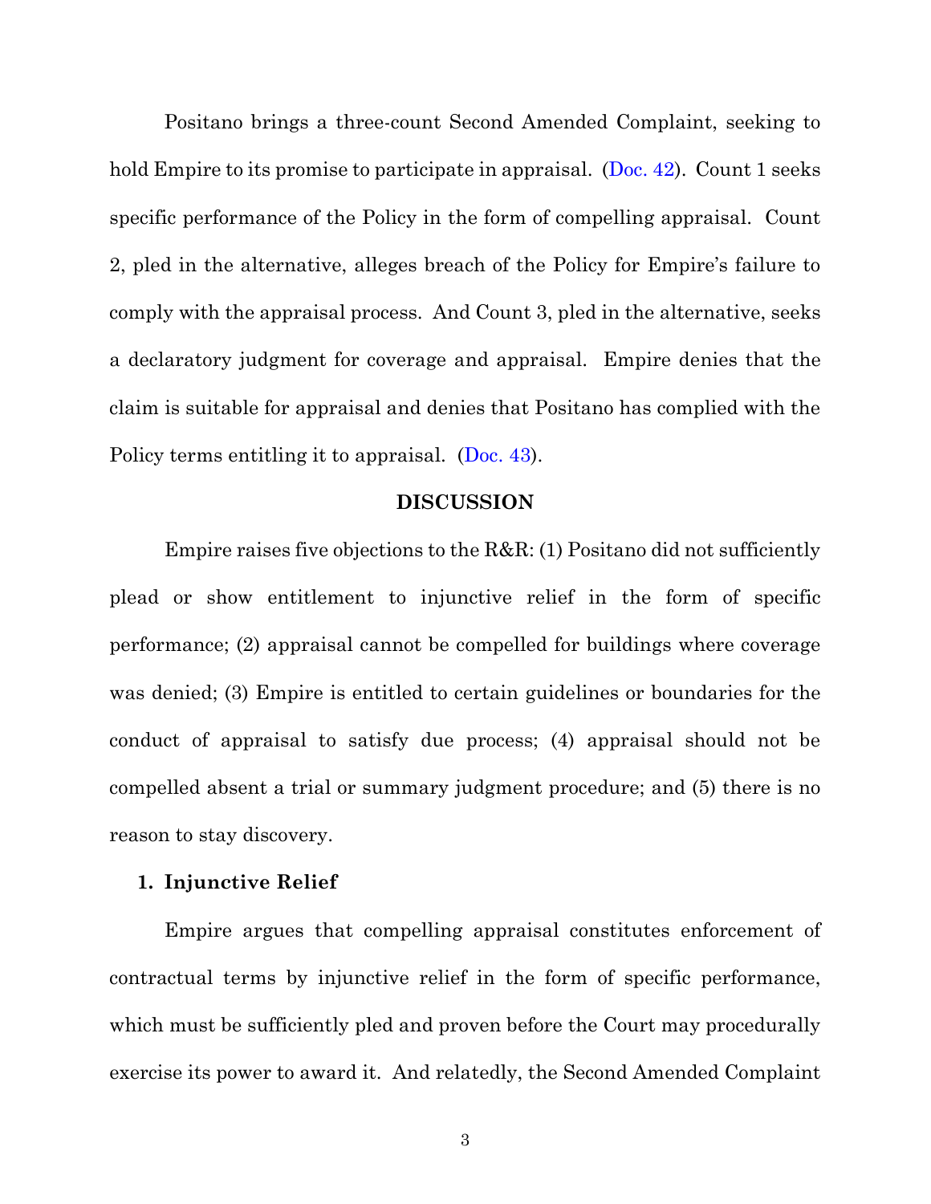Positano brings a three-count Second Amended Complaint, seeking to hold Empire to its promise to participate in appraisal. (Doc. 42). Count 1 seeks specific performance of the Policy in the form of compelling appraisal. Count 2, pled in the alternative, alleges breach of the Policy for Empire's failure to comply with the appraisal process. And Count 3, pled in the alternative, seeks a declaratory judgment for coverage and appraisal. Empire denies that the claim is suitable for appraisal and denies that Positano has complied with the Policy terms entitling it to appraisal. (Doc. 43).

## DISCUSSION

Empire raises five objections to the R&R: (1) Positano did not sufficiently plead or show entitlement to injunctive relief in the form of specific performance; (2) appraisal cannot be compelled for buildings where coverage was denied; (3) Empire is entitled to certain guidelines or boundaries for the conduct of appraisal to satisfy due process; (4) appraisal should not be compelled absent a trial or summary judgment procedure; and (5) there is no reason to stay discovery.

### 1. Injunctive Relief

Empire argues that compelling appraisal constitutes enforcement of contractual terms by injunctive relief in the form of specific performance, which must be sufficiently pled and proven before the Court may procedurally exercise its power to award it. And relatedly, the Second Amended Complaint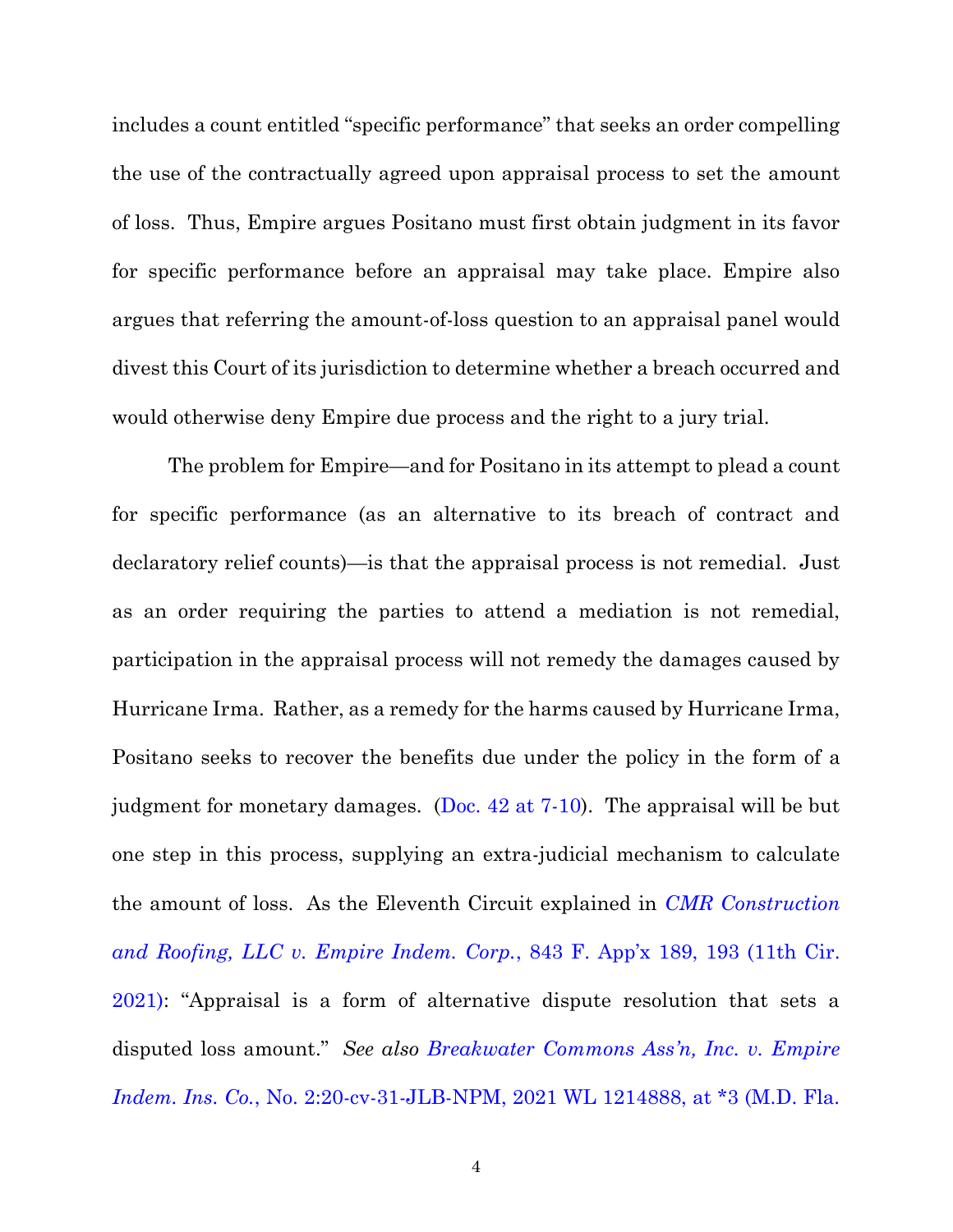includes a count entitled "specific performance" that seeks an order compelling the use of the contractually agreed upon appraisal process to set the amount of loss. Thus, Empire argues Positano must first obtain judgment in its favor for specific performance before an appraisal may take place. Empire also argues that referring the amount-of-loss question to an appraisal panel would divest this Court of its jurisdiction to determine whether a breach occurred and would otherwise deny Empire due process and the right to a jury trial.

The problem for Empire—and for Positano in its attempt to plead a count for specific performance (as an alternative to its breach of contract and declaratory relief counts)—is that the appraisal process is not remedial. Just as an order requiring the parties to attend a mediation is not remedial, participation in the appraisal process will not remedy the damages caused by Hurricane Irma. Rather, as a remedy for the harms caused by Hurricane Irma, Positano seeks to recover the benefits due under the policy in the form of a judgment for monetary damages. (Doc. 42 at 7-10). The appraisal will be but one step in this process, supplying an extra-judicial mechanism to calculate the amount of loss. As the Eleventh Circuit explained in *CMR Construction and Roofing, LLC v. Empire Indem. Corp.*, 843 F. App'x 189, 193 (11th Cir. 2021): "Appraisal is a form of alternative dispute resolution that sets a disputed loss amount." *See also Breakwater Commons Ass'n, Inc. v. Empire Indem. Ins. Co.*, No. 2:20-cv-31-JLB-NPM, 2021 WL 1214888, at *3 (M.D. Fla.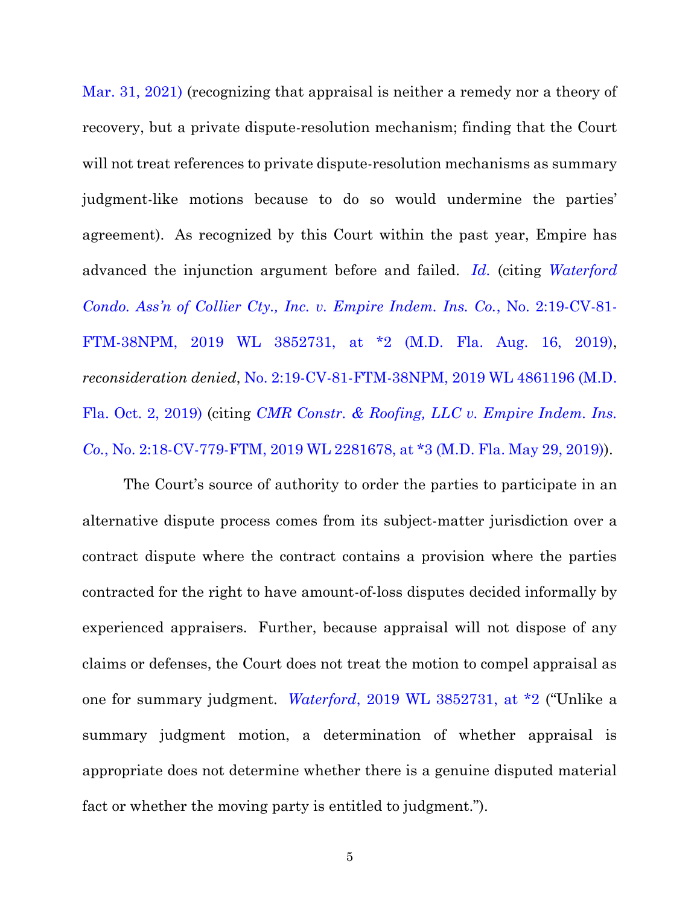Mar. 31, 2021) (recognizing that appraisal is neither a remedy nor a theory of recovery, but a private dispute-resolution mechanism; finding that the Court will not treat references to private dispute-resolution mechanisms as summary judgment-like motions because to do so would undermine the parties' agreement). As recognized by this Court within the past year, Empire has advanced the injunction argument before and failed. *Id.* (citing *Waterford Condo. Ass'n of Collier Cty., Inc. v. Empire Indem. Ins. Co.*, No. 2:19-CV-81-FTM-38NPM, 2019 WL 3852731, at *2 (M.D. Fla. Aug. 16, 2019), *reconsideration denied*, No. 2:19-CV-81-FTM-38NPM, 2019 WL 4861196 (M.D. Fla. Oct. 2, 2019) (citing *CMR Constr. & Roofing, LLC v. Empire Indem. Ins. Co.*, No. 2:18-CV-779-FTM, 2019 WL 2281678, at *3 (M.D. Fla. May 29, 2019)).

The Court's source of authority to order the parties to participate in an alternative dispute process comes from its subject-matter jurisdiction over a contract dispute where the contract contains a provision where the parties contracted for the right to have amount-of-loss disputes decided informally by experienced appraisers. Further, because appraisal will not dispose of any claims or defenses, the Court does not treat the motion to compel appraisal as one for summary judgment. *Waterford*, 2019 WL 3852731, at *2 ("Unlike a summary judgment motion, a determination of whether appraisal is appropriate does not determine whether there is a genuine disputed material fact or whether the moving party is entitled to judgment.").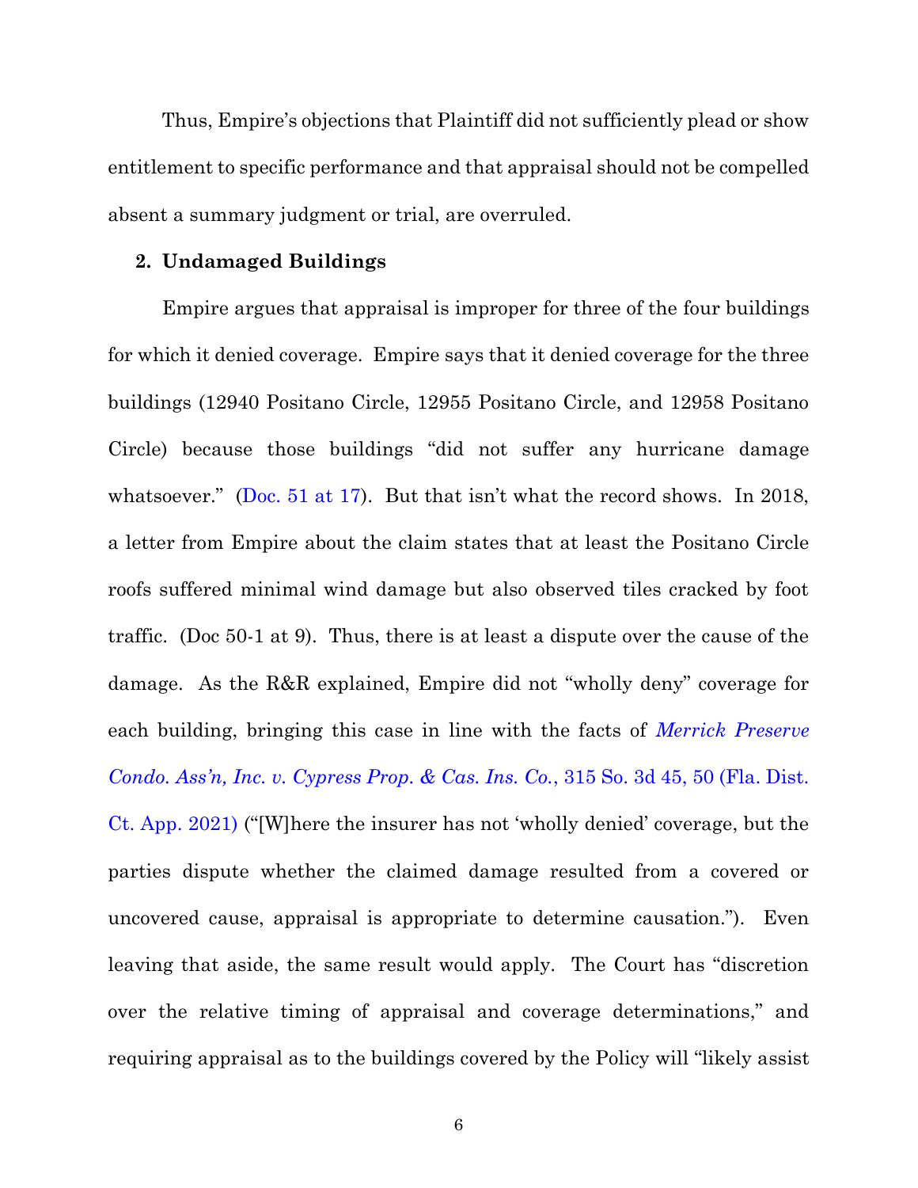Thus, Empire's objections that Plaintiff did not sufficiently plead or show entitlement to specific performance and that appraisal should not be compelled absent a summary judgment or trial, are overruled.

**2. Undamaged Buildings**

Empire argues that appraisal is improper for three of the four buildings for which it denied coverage. Empire says that it denied coverage for the three buildings (12940 Positano Circle, 12955 Positano Circle, and 12958 Positano Circle) because those buildings "did not suffer any hurricane damage whatsoever." (Doc. 51 at 17). But that isn't what the record shows. In 2018, a letter from Empire about the claim states that at least the Positano Circle roofs suffered minimal wind damage but also observed tiles cracked by foot traffic. (Doc 50-1 at 9). Thus, there is at least a dispute over the cause of the damage. As the R&R explained, Empire did not "wholly deny" coverage for each building, bringing this case in line with the facts of *Merrick Preserve Condo. Ass'n, Inc. v. Cypress Prop. & Cas. Ins. Co.*, 315 So. 3d 45, 50 (Fla. Dist. Ct. App. 2021) ("[W]here the insurer has not 'wholly denied' coverage, but the parties dispute whether the claimed damage resulted from a covered or uncovered cause, appraisal is appropriate to determine causation."). Even leaving that aside, the same result would apply. The Court has "discretion over the relative timing of appraisal and coverage determinations," and requiring appraisal as to the buildings covered by the Policy will "likely assist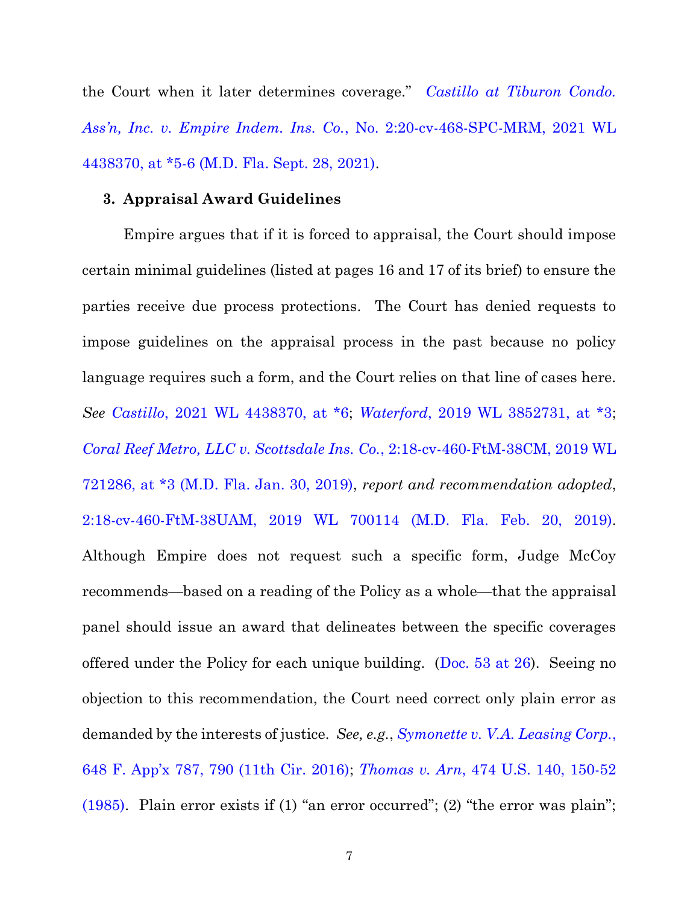the Court when it later determines coverage." *Castillo at Tiburon Condo. Ass'n, Inc. v. Empire Indem. Ins. Co.*, No. 2:20-cv-468-SPC-MRM, 2021 WL 4438370, at *5-6 (M.D. Fla. Sept. 28, 2021).

### 3. Appraisal Award Guidelines

Empire argues that if it is forced to appraisal, the Court should impose certain minimal guidelines (listed at pages 16 and 17 of its brief) to ensure the parties receive due process protections. The Court has denied requests to impose guidelines on the appraisal process in the past because no policy language requires such a form, and the Court relies on that line of cases here. *See Castillo*, 2021 WL 4438370, at *6; *Waterford*, 2019 WL 3852731, at *3; *Coral Reef Metro, LLC v. Scottsdale Ins. Co.*, 2:18-cv-460-FtM-38CM, 2019 WL 721286, at *3 (M.D. Fla. Jan. 30, 2019), *report and recommendation adopted*, 2:18-cv-460-FtM-38UAM, 2019 WL 700114 (M.D. Fla. Feb. 20, 2019). Although Empire does not request such a specific form, Judge McCoy recommends—based on a reading of the Policy as a whole—that the appraisal panel should issue an award that delineates between the specific coverages offered under the Policy for each unique building. (Doc. 53 at 26). Seeing no objection to this recommendation, the Court need correct only plain error as demanded by the interests of justice. *See, e.g.*, *Symonette v. V.A. Leasing Corp.*, 648 F. App'x 787, 790 (11th Cir. 2016); *Thomas v. Arn*, 474 U.S. 140, 150-52 (1985). Plain error exists if (1) "an error occurred"; (2) "the error was plain";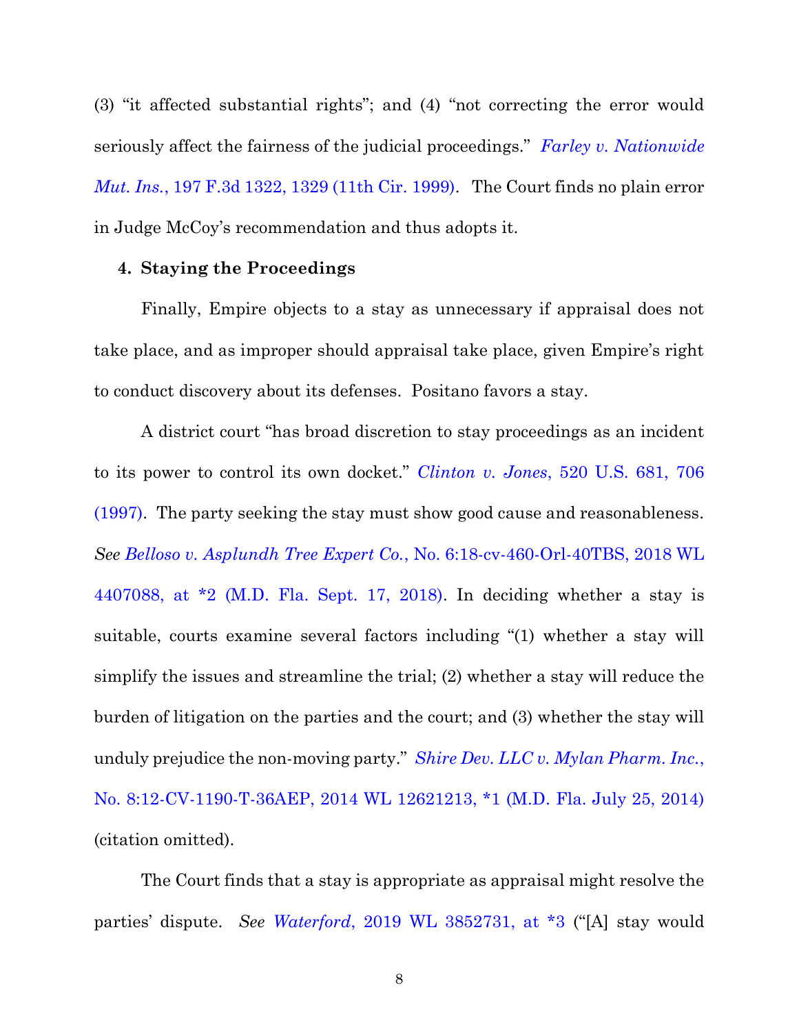(3) "it affected substantial rights"; and (4) "not correcting the error would seriously affect the fairness of the judicial proceedings." *Farley v. Nationwide Mut. Ins.*, 197 F.3d 1322, 1329 (11th Cir. 1999). The Court finds no plain error in Judge McCoy's recommendation and thus adopts it.

**4. Staying the Proceedings**

Finally, Empire objects to a stay as unnecessary if appraisal does not take place, and as improper should appraisal take place, given Empire's right to conduct discovery about its defenses. Positano favors a stay.

A district court "has broad discretion to stay proceedings as an incident to its power to control its own docket." *Clinton v. Jones*, 520 U.S. 681, 706 (1997). The party seeking the stay must show good cause and reasonableness. *See Belloso v. Asplundh Tree Expert Co.*, No. 6:18-cv-460-Orl-40TBS, 2018 WL 4407088, at *2 (M.D. Fla. Sept. 17, 2018). In deciding whether a stay is suitable, courts examine several factors including "(1) whether a stay will simplify the issues and streamline the trial; (2) whether a stay will reduce the burden of litigation on the parties and the court; and (3) whether the stay will unduly prejudice the non-moving party." *Shire Dev. LLC v. Mylan Pharm. Inc.*, No. 8:12-CV-1190-T-36AEP, 2014 WL 12621213, *1 (M.D. Fla. July 25, 2014) (citation omitted).

The Court finds that a stay is appropriate as appraisal might resolve the parties' dispute. *See Waterford*, 2019 WL 3852731, at *3 ("[A] stay would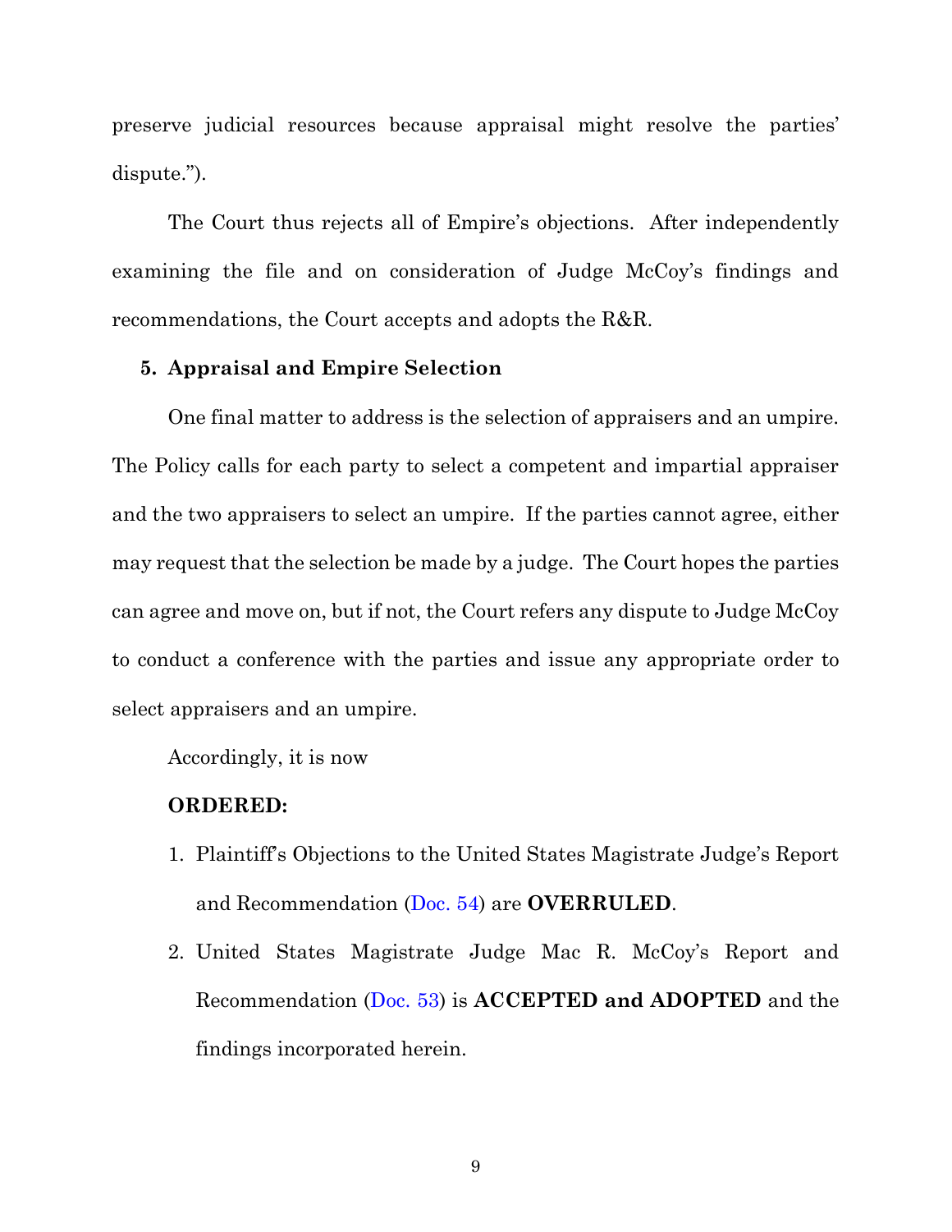preserve judicial resources because appraisal might resolve the parties' dispute.").

The Court thus rejects all of Empire's objections. After independently examining the file and on consideration of Judge McCoy's findings and recommendations, the Court accepts and adopts the R&R.

**5. Appraisal and Empire Selection**

One final matter to address is the selection of appraisers and an umpire. The Policy calls for each party to select a competent and impartial appraiser and the two appraisers to select an umpire. If the parties cannot agree, either may request that the selection be made by a judge. The Court hopes the parties can agree and move on, but if not, the Court refers any dispute to Judge McCoy to conduct a conference with the parties and issue any appropriate order to select appraisers and an umpire.

Accordingly, it is now

**ORDERED:**

1. Plaintiff's Objections to the United States Magistrate Judge's Report and Recommendation (Doc. 54) are **OVERRULED**.
2. United States Magistrate Judge Mac R. McCoy's Report and Recommendation (Doc. 53) is **ACCEPTED and ADOPTED** and the findings incorporated herein.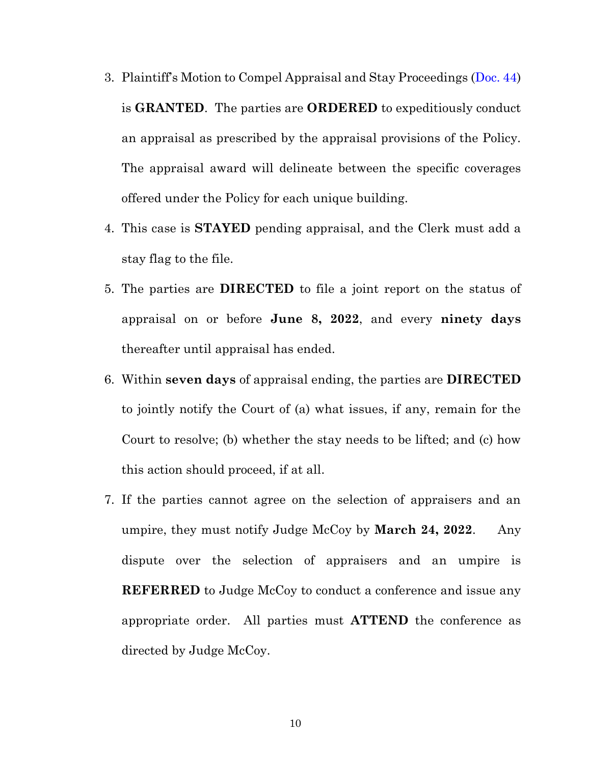3. Plaintiff's Motion to Compel Appraisal and Stay Proceedings (Doc. 44) is **GRANTED**. The parties are **ORDERED** to expeditiously conduct an appraisal as prescribed by the appraisal provisions of the Policy. The appraisal award will delineate between the specific coverages offered under the Policy for each unique building.
4. This case is **STAYED** pending appraisal, and the Clerk must add a stay flag to the file.
5. The parties are **DIRECTED** to file a joint report on the status of appraisal on or before **June 8, 2022**, and every **ninety days** thereafter until appraisal has ended.
6. Within **seven days** of appraisal ending, the parties are **DIRECTED** to jointly notify the Court of (a) what issues, if any, remain for the Court to resolve; (b) whether the stay needs to be lifted; and (c) how this action should proceed, if at all.
7. If the parties cannot agree on the selection of appraisers and an umpire, they must notify Judge McCoy by **March 24, 2022**. Any dispute over the selection of appraisers and an umpire is **REFERRED** to Judge McCoy to conduct a conference and issue any appropriate order. All parties must **ATTEND** the conference as directed by Judge McCoy.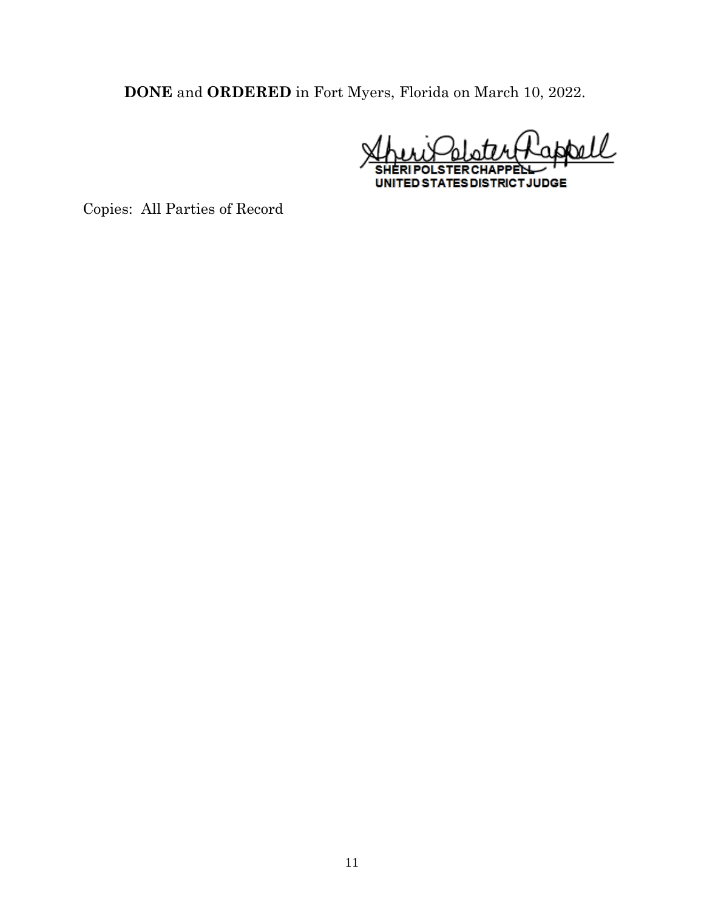**DONE** and **ORDERED** in Fort Myers, Florida on March 10, 2022.

SHERI POLSTER CHAPPELL
UNITED STATES DISTRICT JUDGE

Copies: All Parties of Record